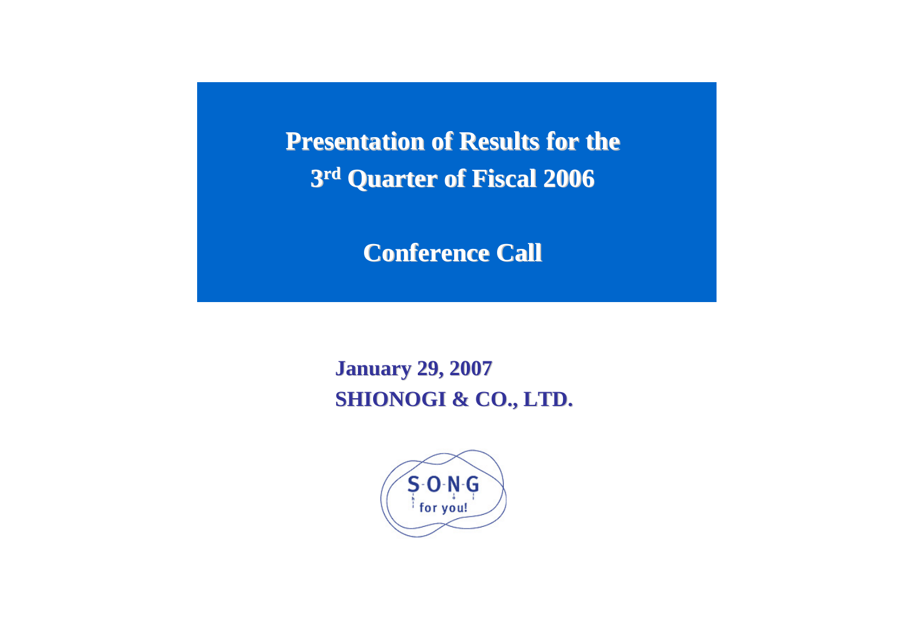# Presentation of Results for the 3rd Quarter of Fiscal 2006

## Conference Call

**January 29, 2007**

**SHIONOGI & CO., LTD.**

S-O-N-G for you!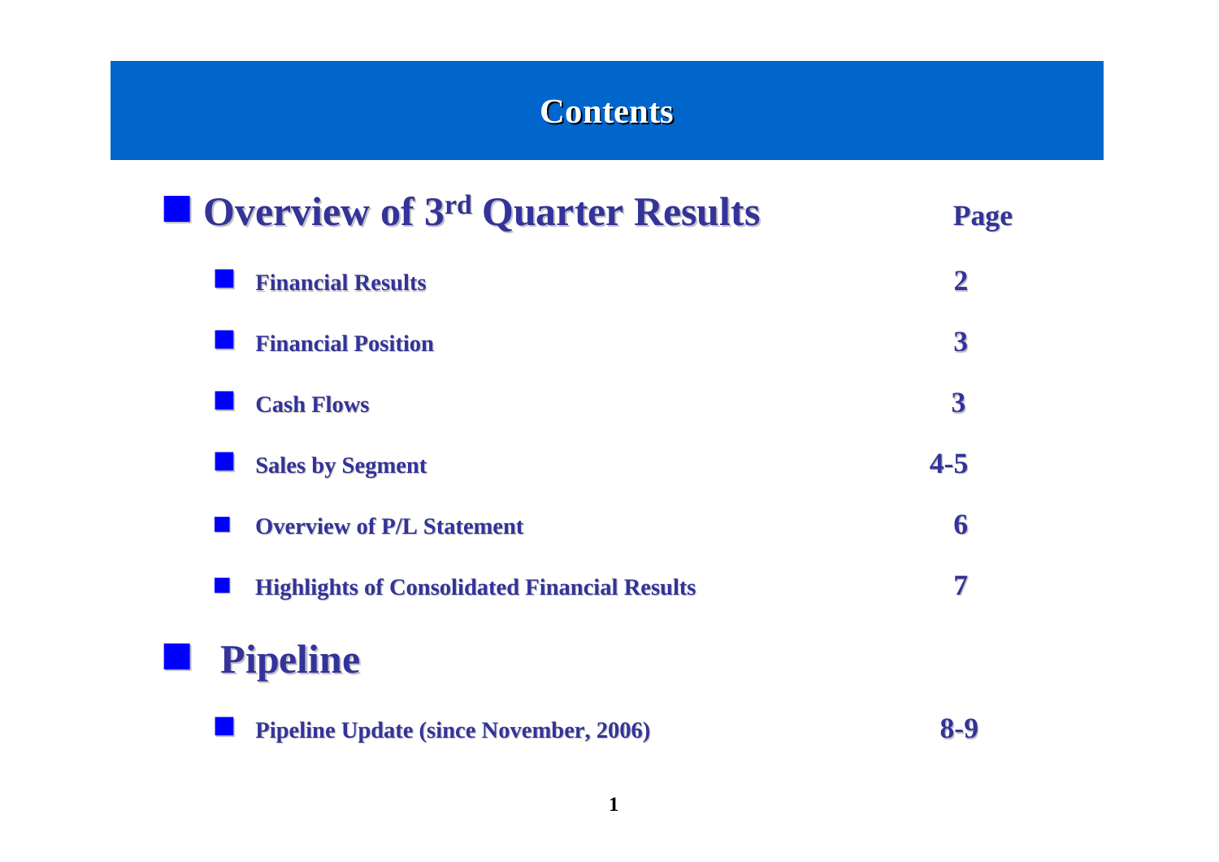# Contents

## Overview of 3rd Quarter Results

| | Page |
|---|---|
| Financial Results | 2 |
| Financial Position | 3 |
| Cash Flows | 3 |
| Sales by Segment | 4-5 |
| Overview of P/L Statement | 6 |
| Highlights of Consolidated Financial Results | 7 |

## Pipeline

| | Page |
|---|---|
| Pipeline Update (since November, 2006) | 8-9 |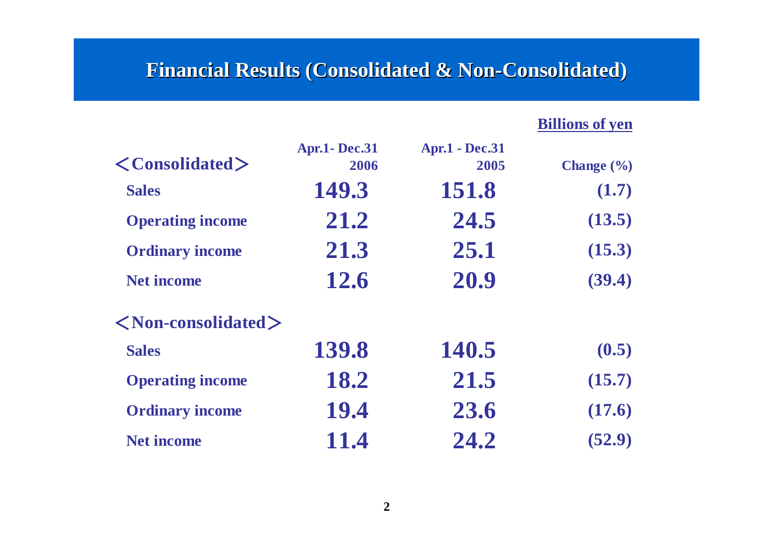# Financial Results (Consolidated & Non-Consolidated)

Billions of yen

| <Consolidated> | Apr.1- Dec.31 2006 | Apr.1 - Dec.31 2005 | Change (%) |
|---|---|---|---|
| Sales | 149.3 | 151.8 | (1.7) |
| Operating income | 21.2 | 24.5 | (13.5) |
| Ordinary income | 21.3 | 25.1 | (15.3) |
| Net income | 12.6 | 20.9 | (39.4) |
| **<Non-consolidated>** | | | |
| Sales | 139.8 | 140.5 | (0.5) |
| Operating income | 18.2 | 21.5 | (15.7) |
| Ordinary income | 19.4 | 23.6 | (17.6) |
| Net income | 11.4 | 24.2 | (52.9) |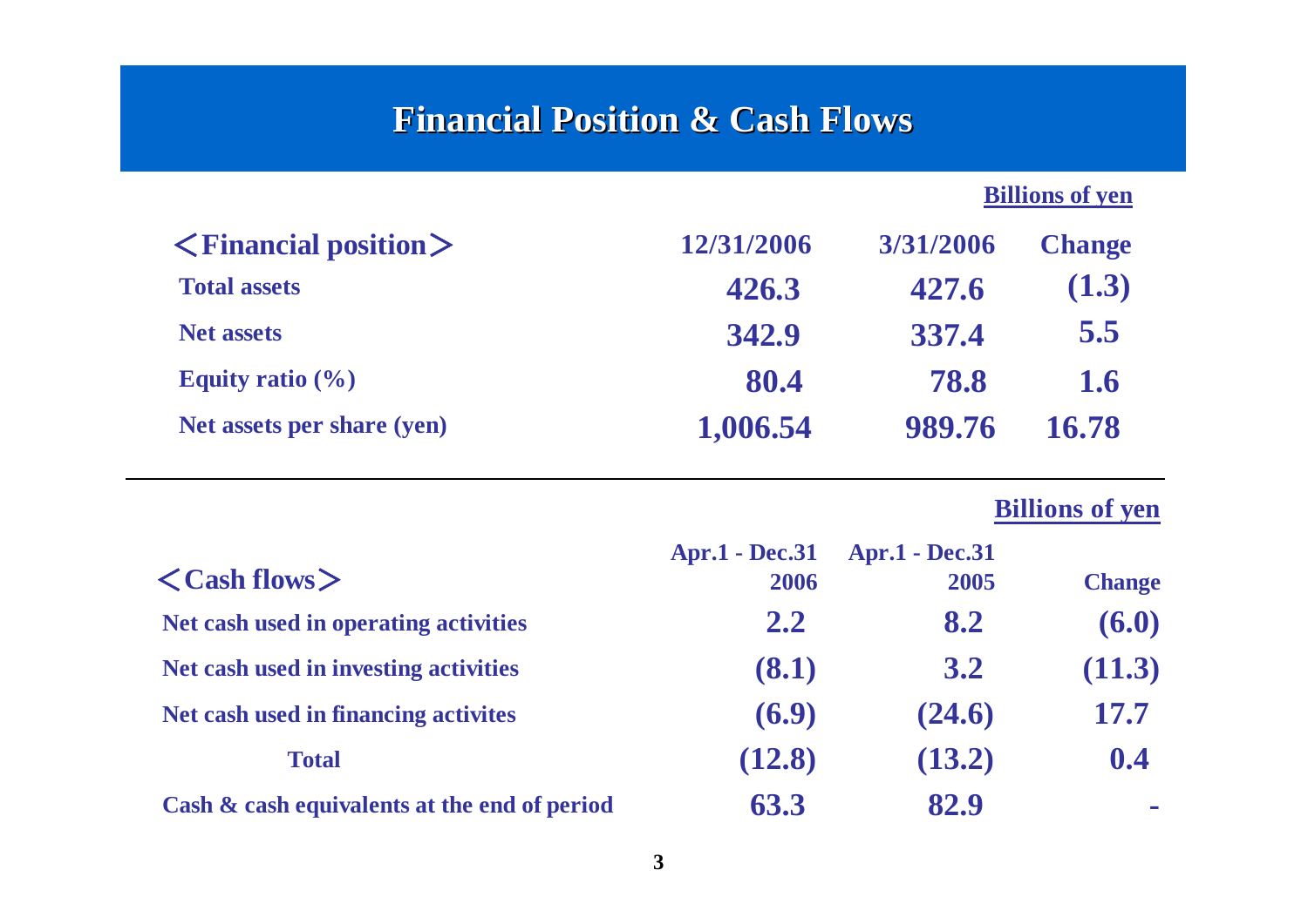# Financial Position & Cash Flows

Billions of yen

| ＜Financial position＞ | 12/31/2006 | 3/31/2006 | Change |
|---|---|---|---|
| Total assets | 426.3 | 427.6 | (1.3) |
| Net assets | 342.9 | 337.4 | 5.5 |
| Equity ratio (%) | 80.4 | 78.8 | 1.6 |
| Net assets per share (yen) | 1,006.54 | 989.76 | 16.78 |

Billions of yen

| ＜Cash flows＞ | Apr.1 - Dec.31 2006 | Apr.1 - Dec.31 2005 | Change |
|---|---|---|---|
| Net cash used in operating activities | 2.2 | 8.2 | (6.0) |
| Net cash used in investing activities | (8.1) | 3.2 | (11.3) |
| Net cash used in financing activites | (6.9) | (24.6) | 17.7 |
| Total | (12.8) | (13.2) | 0.4 |
| Cash & cash equivalents at the end of period | 63.3 | 82.9 | - |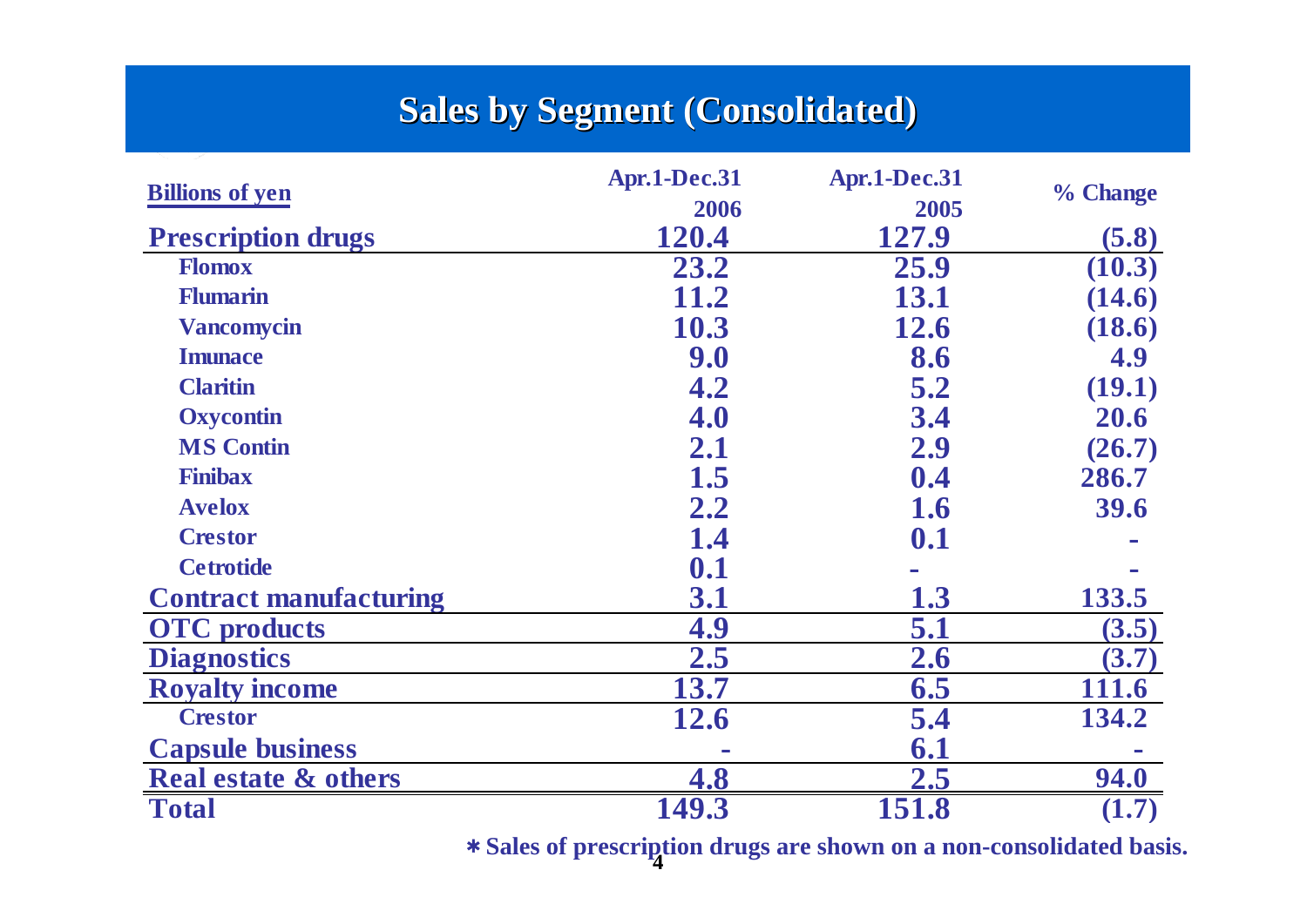# Sales by Segment (Consolidated)

| Billions of yen | Apr.1-Dec.31 2006 | Apr.1-Dec.31 2005 | % Change |
|---|---|---|---|
| **Prescription drugs** | 120.4 | 127.9 | (5.8) |
| Flomox | 23.2 | 25.9 | (10.3) |
| Flumarin | 11.2 | 13.1 | (14.6) |
| Vancomycin | 10.3 | 12.6 | (18.6) |
| Imunace | 9.0 | 8.6 | 4.9 |
| Claritin | 4.2 | 5.2 | (19.1) |
| Oxycontin | 4.0 | 3.4 | 20.6 |
| MS Contin | 2.1 | 2.9 | (26.7) |
| Finibax | 1.5 | 0.4 | 286.7 |
| Avelox | 2.2 | 1.6 | 39.6 |
| Crestor | 1.4 | 0.1 | - |
| Cetrotide | 0.1 | - | - |
| **Contract manufacturing** | 3.1 | 1.3 | 133.5 |
| **OTC products** | 4.9 | 5.1 | (3.5) |
| **Diagnostics** | 2.5 | 2.6 | (3.7) |
| **Royalty income** | 13.7 | 6.5 | 111.6 |
| Crestor | 12.6 | 5.4 | 134.2 |
| **Capsule business** | - | 6.1 | - |
| **Real estate & others** | 4.8 | 2.5 | 94.0 |
| **Total** | 149.3 | 151.8 | (1.7) |

* Sales of prescription drugs are shown on a non-consolidated basis.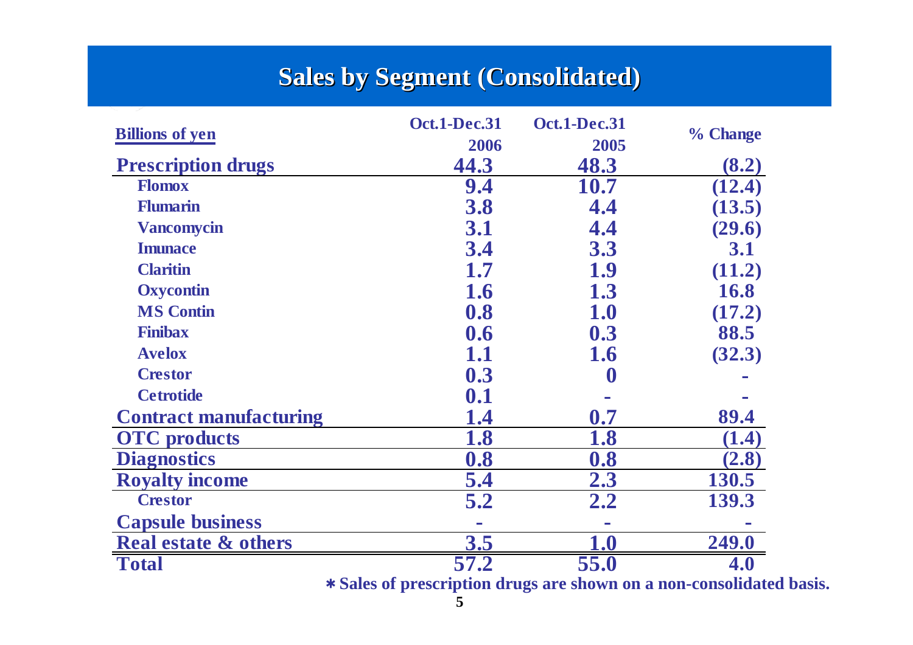## Sales by Segment (Consolidated)

| Billions of yen | Oct.1-Dec.31 2006 | Oct.1-Dec.31 2005 | % Change |
|---|---|---|---|
| **Prescription drugs** | 44.3 | 48.3 | (8.2) |
| Flomox | 9.4 | 10.7 | (12.4) |
| Flumarin | 3.8 | 4.4 | (13.5) |
| Vancomycin | 3.1 | 4.4 | (29.6) |
| Imunace | 3.4 | 3.3 | 3.1 |
| Claritin | 1.7 | 1.9 | (11.2) |
| Oxycontin | 1.6 | 1.3 | 16.8 |
| MS Contin | 0.8 | 1.0 | (17.2) |
| Finibax | 0.6 | 0.3 | 88.5 |
| Avelox | 1.1 | 1.6 | (32.3) |
| Crestor | 0.3 | 0 | - |
| Cetrotide | 0.1 | - | - |
| **Contract manufacturing** | 1.4 | 0.7 | 89.4 |
| **OTC products** | 1.8 | 1.8 | (1.4) |
| **Diagnostics** | 0.8 | 0.8 | (2.8) |
| **Royalty income** | 5.4 | 2.3 | 130.5 |
| Crestor | 5.2 | 2.2 | 139.3 |
| **Capsule business** | - | - | - |
| **Real estate & others** | 3.5 | 1.0 | 249.0 |
| **Total** | 57.2 | 55.0 | 4.0 |

* Sales of prescription drugs are shown on a non-consolidated basis.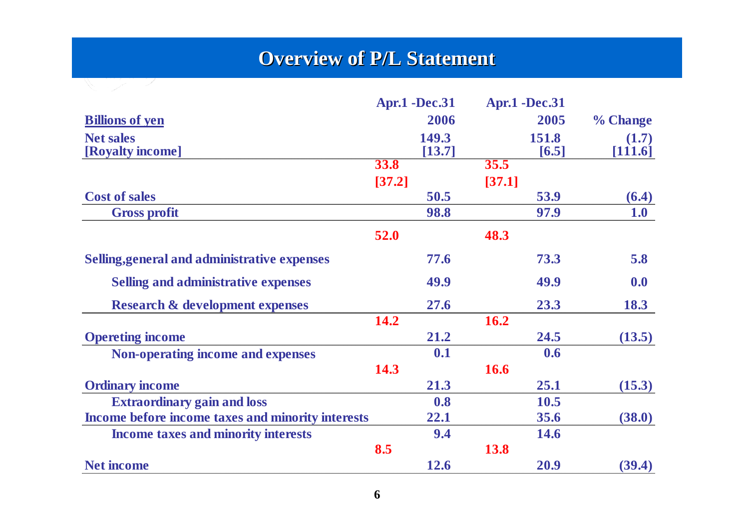## Overview of P/L Statement

| Billions of yen | | Apr.1 -Dec.31 2006 | | Apr.1 -Dec.31 2005 | % Change |
|---|---|---|---|---|---|
| Net sales | | 149.3 | | 151.8 | (1.7) |
| [Royalty income] | | [13.7] | | [6.5] | [111.6] |
| | 33.8 | | 35.5 | | |
| | [37.2] | | [37.1] | | |
| Cost of sales | | 50.5 | | 53.9 | (6.4) |
| Gross profit | | 98.8 | | 97.9 | 1.0 |
| | 52.0 | | 48.3 | | |
| Selling,general and administrative expenses | | 77.6 | | 73.3 | 5.8 |
| Selling and administrative expenses | | 49.9 | | 49.9 | 0.0 |
| Research & development expenses | | 27.6 | | 23.3 | 18.3 |
| | 14.2 | | 16.2 | | |
| Opereting income | | 21.2 | | 24.5 | (13.5) |
| Non-operating income and expenses | | 0.1 | | 0.6 | |
| | 14.3 | | 16.6 | | |
| Ordinary income | | 21.3 | | 25.1 | (15.3) |
| Extraordinary gain and loss | | 0.8 | | 10.5 | |
| Income before income taxes and minority interests | | 22.1 | | 35.6 | (38.0) |
| Income taxes and minority interests | | 9.4 | | 14.6 | |
| | 8.5 | | 13.8 | | |
| Net income | | 12.6 | | 20.9 | (39.4) |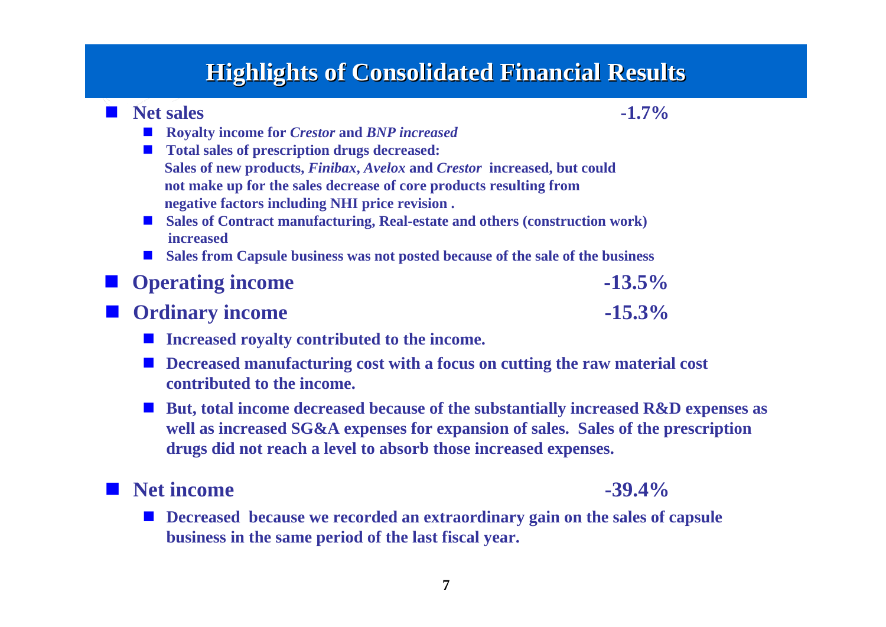# Highlights of Consolidated Financial Results

- **Net sales** **-1.7%**
  - **Royalty income for *Crestor* and *BNP increased***
  - **Total sales of prescription drugs decreased:**
    **Sales of new products, *Finibax*, *Avelox* and *Crestor* increased, but could not make up for the sales decrease of core products resulting from negative factors including NHI price revision .**
  - **Sales of Contract manufacturing, Real-estate and others (construction work) increased**
  - **Sales from Capsule business was not posted because of the sale of the business**
- **Operating income** **-13.5%**
- **Ordinary income** **-15.3%**
  - **Increased royalty contributed to the income.**
  - **Decreased manufacturing cost with a focus on cutting the raw material cost contributed to the income.**
  - **But, total income decreased because of the substantially increased R&D expenses as well as increased SG&A expenses for expansion of sales. Sales of the prescription drugs did not reach a level to absorb those increased expenses.**
- **Net income** **-39.4%**
  - **Decreased because we recorded an extraordinary gain on the sales of capsule business in the same period of the last fiscal year.**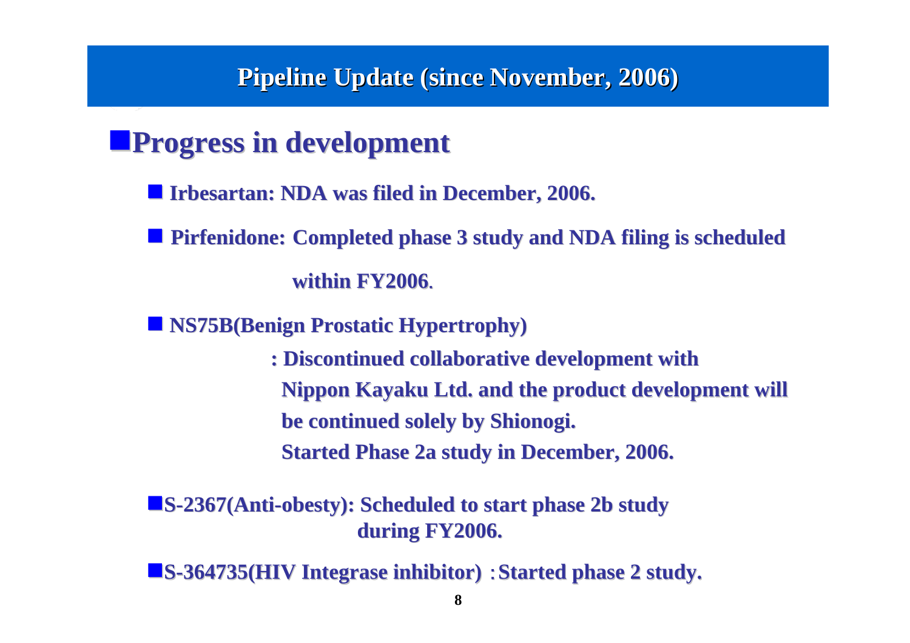# Pipeline Update (since November, 2006)

## Progress in development

- **Irbesartan: NDA was filed in December, 2006.**
- **Pirfenidone: Completed phase 3 study and NDA filing is scheduled within FY2006.**
- **NS75B(Benign Prostatic Hypertrophy)**
  **: Discontinued collaborative development with Nippon Kayaku Ltd. and the product development will be continued solely by Shionogi.**
  **Started Phase 2a study in December, 2006.**
- **S-2367(Anti-obesty): Scheduled to start phase 2b study during FY2006.**
- **S-364735(HIV Integrase inhibitor) :Started phase 2 study.**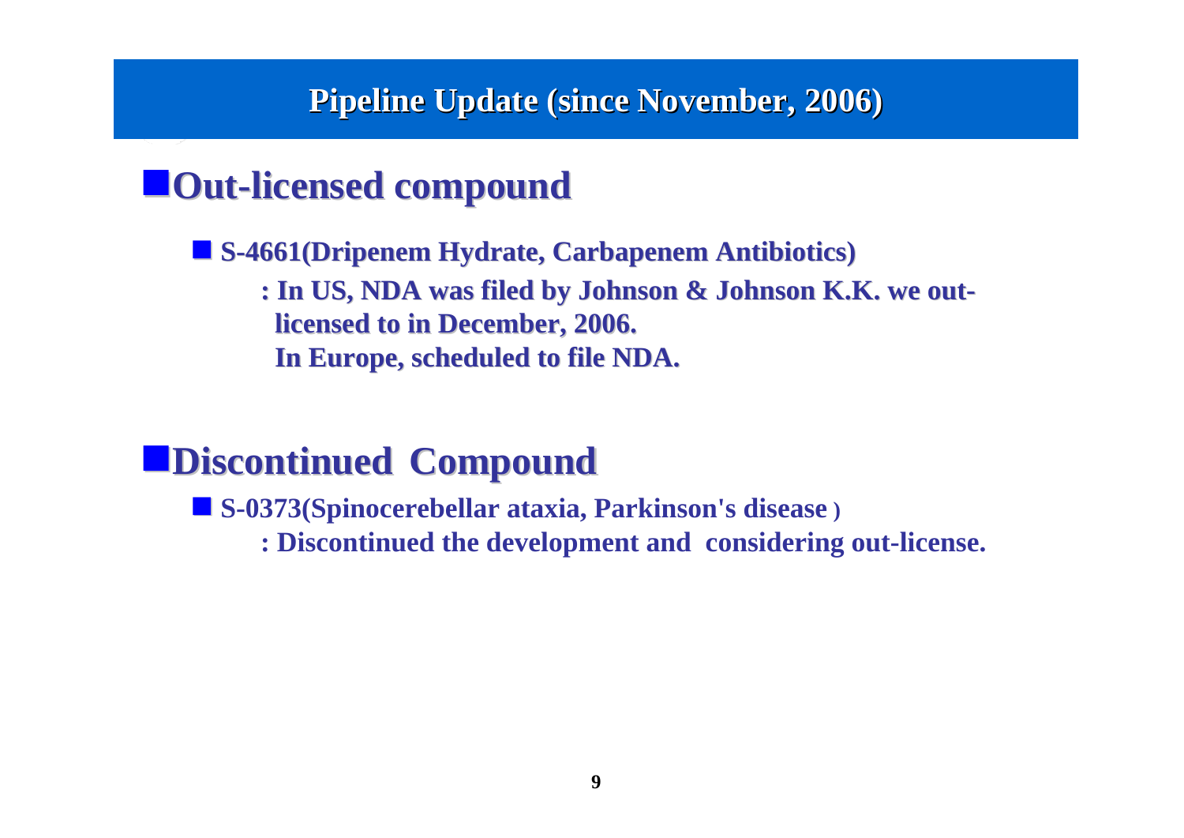# Pipeline Update (since November, 2006)

## Out-licensed compound

- **S-4661(Dripenem Hydrate, Carbapenem Antibiotics)**

  **: In US, NDA was filed by Johnson & Johnson K.K. we out-licensed to in December, 2006.**
  **In Europe, scheduled to file NDA.**

## Discontinued Compound

- **S-0373(Spinocerebellar ataxia, Parkinson's disease )**

  **: Discontinued the development and considering out-license.**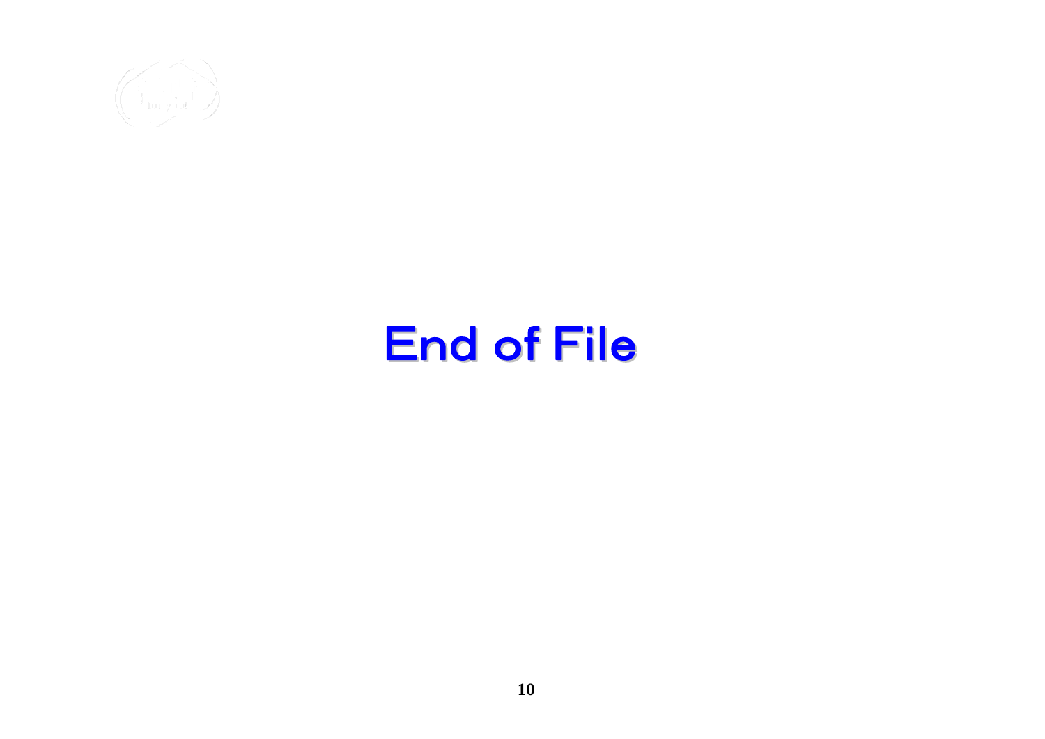# End of File